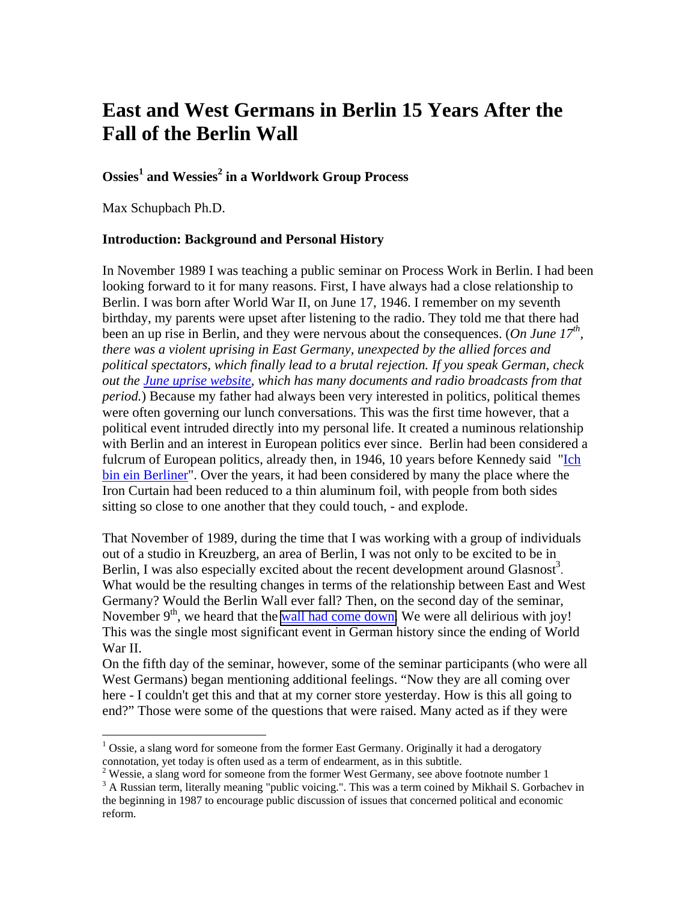# East and West Germans in Berlin 15 Years After the Fall of the Berlin Wall

### Ossies[1] and Wessies[2] in a Worldwork Group Process

Max Schupbach Ph.D.

### Introduction: Background and Personal History

In November 1989 I was teaching a public seminar on Process Work in Berlin. I had been looking forward to it for many reasons. First, I have always had a close relationship to Berlin. I was born after World War II, on June 17, 1946. I remember on my seventh birthday, my parents were upset after listening to the radio. They told me that there had been an up rise in Berlin, and they were nervous about the consequences. (*On June 17th, there was a violent uprising in East Germany, unexpected by the allied forces and political spectators, which finally lead to a brutal rejection. If you speak German, check out the June uprise website, which has many documents and radio broadcasts from that period.*) Because my father had always been very interested in politics, political themes were often governing our lunch conversations. This was the first time however, that a political event intruded directly into my personal life. It created a numinous relationship with Berlin and an interest in European politics ever since. Berlin had been considered a fulcrum of European politics, already then, in 1946, 10 years before Kennedy said "Ich bin ein Berliner". Over the years, it had been considered by many the place where the Iron Curtain had been reduced to a thin aluminum foil, with people from both sides sitting so close to one another that they could touch, - and explode.

That November of 1989, during the time that I was working with a group of individuals out of a studio in Kreuzberg, an area of Berlin, I was not only to be excited to be in Berlin, I was also especially excited about the recent development around Glasnost[3]. What would be the resulting changes in terms of the relationship between East and West Germany? Would the Berlin Wall ever fall? Then, on the second day of the seminar, November 9th, we heard that the wall had come down. We were all delirious with joy! This was the single most significant event in German history since the ending of World War II.

On the fifth day of the seminar, however, some of the seminar participants (who were all West Germans) began mentioning additional feelings. "Now they are all coming over here - I couldn't get this and that at my corner store yesterday. How is this all going to end?" Those were some of the questions that were raised. Many acted as if they were

---

[1] Ossie, a slang word for someone from the former East Germany. Originally it had a derogatory connotation, yet today is often used as a term of endearment, as in this subtitle.

[2] Wessie, a slang word for someone from the former West Germany, see above footnote number 1

[3] A Russian term, literally meaning "public voicing.". This was a term coined by Mikhail S. Gorbachev in the beginning in 1987 to encourage public discussion of issues that concerned political and economic reform.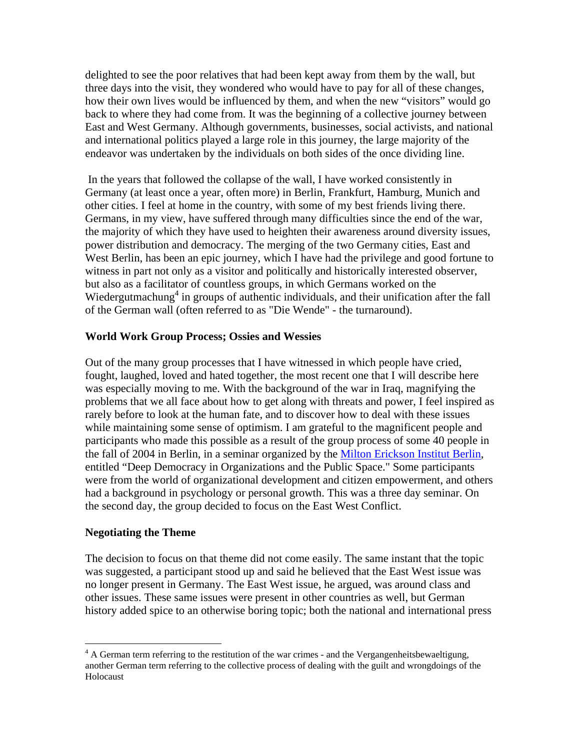delighted to see the poor relatives that had been kept away from them by the wall, but three days into the visit, they wondered who would have to pay for all of these changes, how their own lives would be influenced by them, and when the new "visitors" would go back to where they had come from. It was the beginning of a collective journey between East and West Germany. Although governments, businesses, social activists, and national and international politics played a large role in this journey, the large majority of the endeavor was undertaken by the individuals on both sides of the once dividing line.

In the years that followed the collapse of the wall, I have worked consistently in Germany (at least once a year, often more) in Berlin, Frankfurt, Hamburg, Munich and other cities. I feel at home in the country, with some of my best friends living there. Germans, in my view, have suffered through many difficulties since the end of the war, the majority of which they have used to heighten their awareness around diversity issues, power distribution and democracy. The merging of the two Germany cities, East and West Berlin, has been an epic journey, which I have had the privilege and good fortune to witness in part not only as a visitor and politically and historically interested observer, but also as a facilitator of countless groups, in which Germans worked on the Wiedergutmachung[4] in groups of authentic individuals, and their unification after the fall of the German wall (often referred to as "Die Wende" - the turnaround).

### World Work Group Process; Ossies and Wessies

Out of the many group processes that I have witnessed in which people have cried, fought, laughed, loved and hated together, the most recent one that I will describe here was especially moving to me. With the background of the war in Iraq, magnifying the problems that we all face about how to get along with threats and power, I feel inspired as rarely before to look at the human fate, and to discover how to deal with these issues while maintaining some sense of optimism. I am grateful to the magnificent people and participants who made this possible as a result of the group process of some 40 people in the fall of 2004 in Berlin, in a seminar organized by the Milton Erickson Institut Berlin, entitled "Deep Democracy in Organizations and the Public Space." Some participants were from the world of organizational development and citizen empowerment, and others had a background in psychology or personal growth. This was a three day seminar. On the second day, the group decided to focus on the East West Conflict.

### Negotiating the Theme

The decision to focus on that theme did not come easily. The same instant that the topic was suggested, a participant stood up and said he believed that the East West issue was no longer present in Germany. The East West issue, he argued, was around class and other issues. These same issues were present in other countries as well, but German history added spice to an otherwise boring topic; both the national and international press

---

[4] A German term referring to the restitution of the war crimes - and the Vergangenheitsbewaeltigung, another German term referring to the collective process of dealing with the guilt and wrongdoings of the Holocaust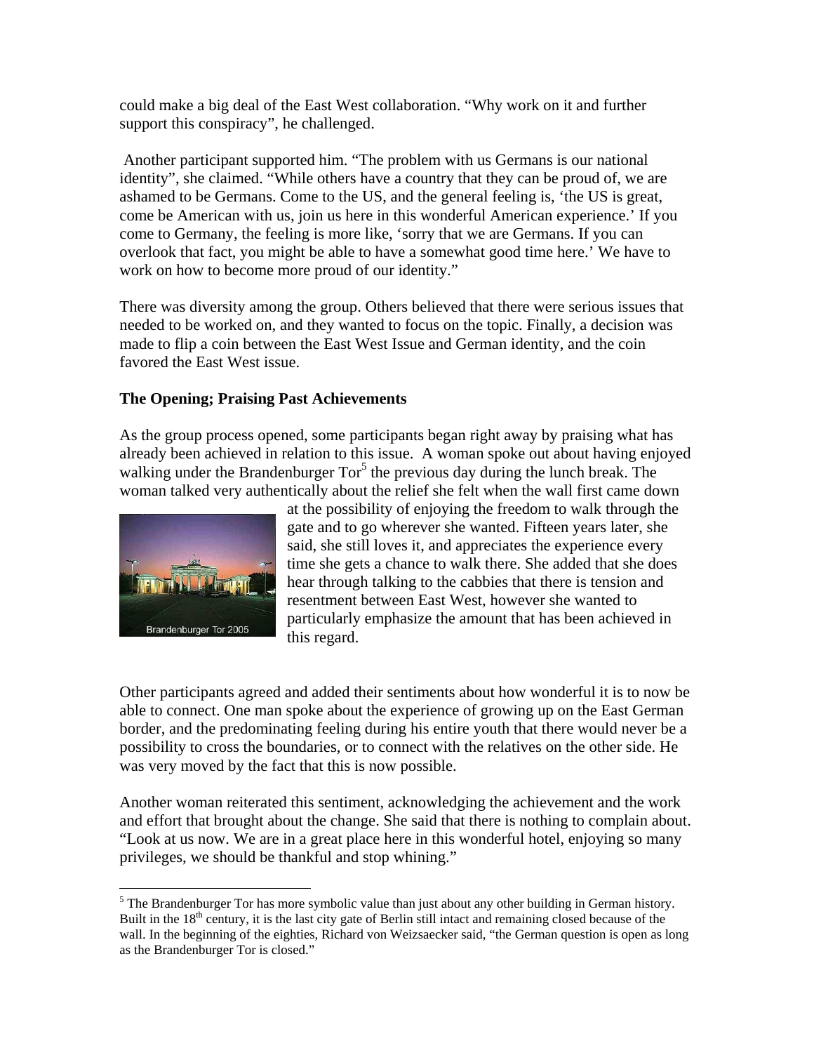could make a big deal of the East West collaboration. “Why work on it and further support this conspiracy”, he challenged.

Another participant supported him. “The problem with us Germans is our national identity”, she claimed. “While others have a country that they can be proud of, we are ashamed to be Germans. Come to the US, and the general feeling is, ‘the US is great, come be American with us, join us here in this wonderful American experience.’ If you come to Germany, the feeling is more like, ‘sorry that we are Germans. If you can overlook that fact, you might be able to have a somewhat good time here.’ We have to work on how to become more proud of our identity.”

There was diversity among the group. Others believed that there were serious issues that needed to be worked on, and they wanted to focus on the topic. Finally, a decision was made to flip a coin between the East West Issue and German identity, and the coin favored the East West issue.

**The Opening; Praising Past Achievements**

As the group process opened, some participants began right away by praising what has already been achieved in relation to this issue. A woman spoke out about having enjoyed walking under the Brandenburger Tor[5] the previous day during the lunch break. The woman talked very authentically about the relief she felt when the wall first came down at the possibility of enjoying the freedom to walk through the gate and to go wherever she wanted. Fifteen years later, she said, she still loves it, and appreciates the experience every time she gets a chance to walk there. She added that she does hear through talking to the cabbies that there is tension and resentment between East West, however she wanted to particularly emphasize the amount that has been achieved in this regard.

Brandenburger Tor 2005

Other participants agreed and added their sentiments about how wonderful it is to now be able to connect. One man spoke about the experience of growing up on the East German border, and the predominating feeling during his entire youth that there would never be a possibility to cross the boundaries, or to connect with the relatives on the other side. He was very moved by the fact that this is now possible.

Another woman reiterated this sentiment, acknowledging the achievement and the work and effort that brought about the change. She said that there is nothing to complain about. “Look at us now. We are in a great place here in this wonderful hotel, enjoying so many privileges, we should be thankful and stop whining.”

---

[5] The Brandenburger Tor has more symbolic value than just about any other building in German history. Built in the 18th century, it is the last city gate of Berlin still intact and remaining closed because of the wall. In the beginning of the eighties, Richard von Weizsaecker said, “the German question is open as long as the Brandenburger Tor is closed.”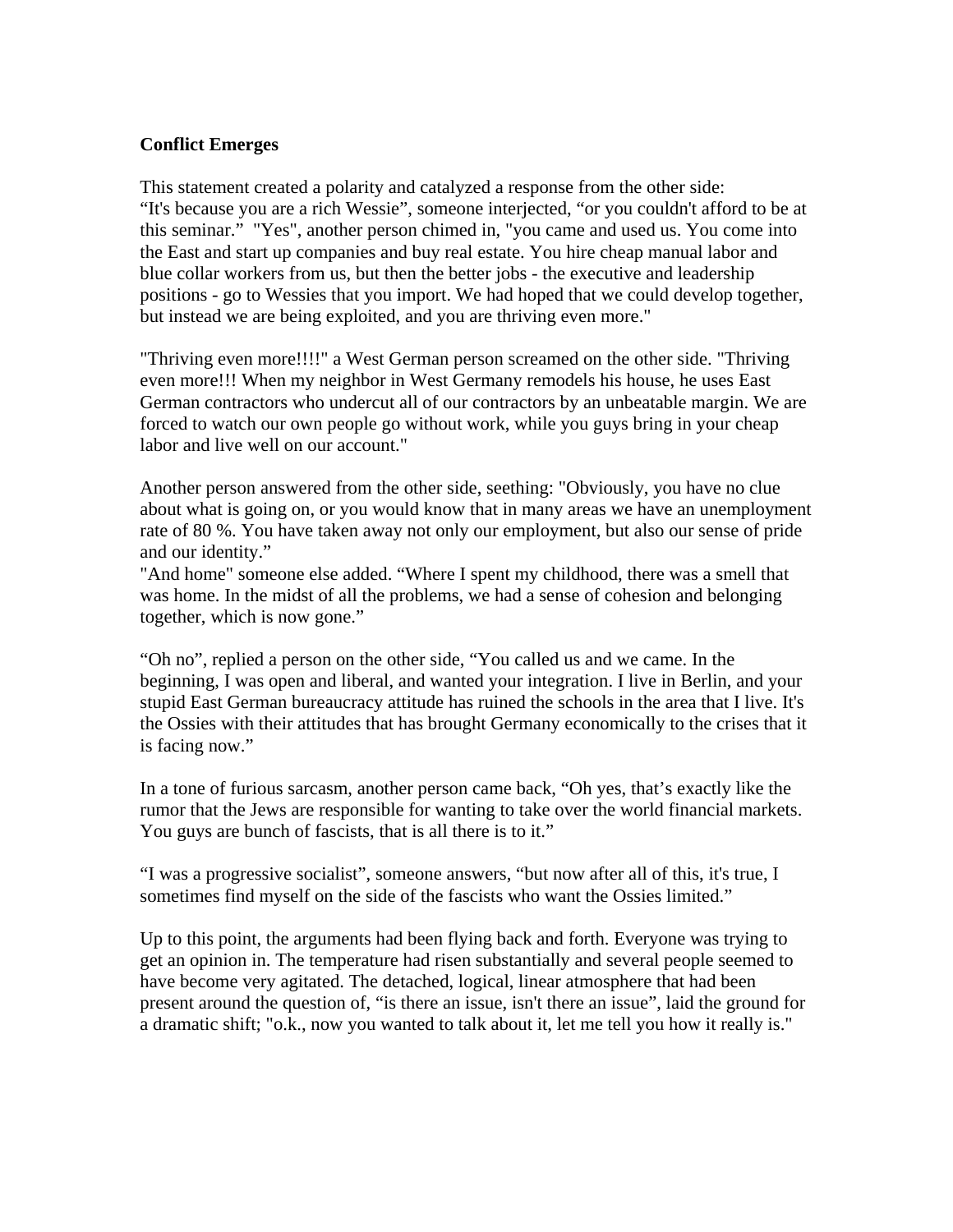**Conflict Emerges**

This statement created a polarity and catalyzed a response from the other side:
“It's because you are a rich Wessie”, someone interjected, “or you couldn't afford to be at this seminar.” "Yes", another person chimed in, "you came and used us. You come into the East and start up companies and buy real estate. You hire cheap manual labor and blue collar workers from us, but then the better jobs - the executive and leadership positions - go to Wessies that you import. We had hoped that we could develop together, but instead we are being exploited, and you are thriving even more."

"Thriving even more!!!!" a West German person screamed on the other side. "Thriving even more!!! When my neighbor in West Germany remodels his house, he uses East German contractors who undercut all of our contractors by an unbeatable margin. We are forced to watch our own people go without work, while you guys bring in your cheap labor and live well on our account."

Another person answered from the other side, seething: "Obviously, you have no clue about what is going on, or you would know that in many areas we have an unemployment rate of 80 %. You have taken away not only our employment, but also our sense of pride and our identity.”
"And home" someone else added. “Where I spent my childhood, there was a smell that was home. In the midst of all the problems, we had a sense of cohesion and belonging together, which is now gone.”

“Oh no”, replied a person on the other side, “You called us and we came. In the beginning, I was open and liberal, and wanted your integration. I live in Berlin, and your stupid East German bureaucracy attitude has ruined the schools in the area that I live. It's the Ossies with their attitudes that has brought Germany economically to the crises that it is facing now.”

In a tone of furious sarcasm, another person came back, “Oh yes, that’s exactly like the rumor that the Jews are responsible for wanting to take over the world financial markets. You guys are bunch of fascists, that is all there is to it.”

“I was a progressive socialist”, someone answers, “but now after all of this, it's true, I sometimes find myself on the side of the fascists who want the Ossies limited.”

Up to this point, the arguments had been flying back and forth. Everyone was trying to get an opinion in. The temperature had risen substantially and several people seemed to have become very agitated. The detached, logical, linear atmosphere that had been present around the question of, “is there an issue, isn't there an issue”, laid the ground for a dramatic shift; "o.k., now you wanted to talk about it, let me tell you how it really is."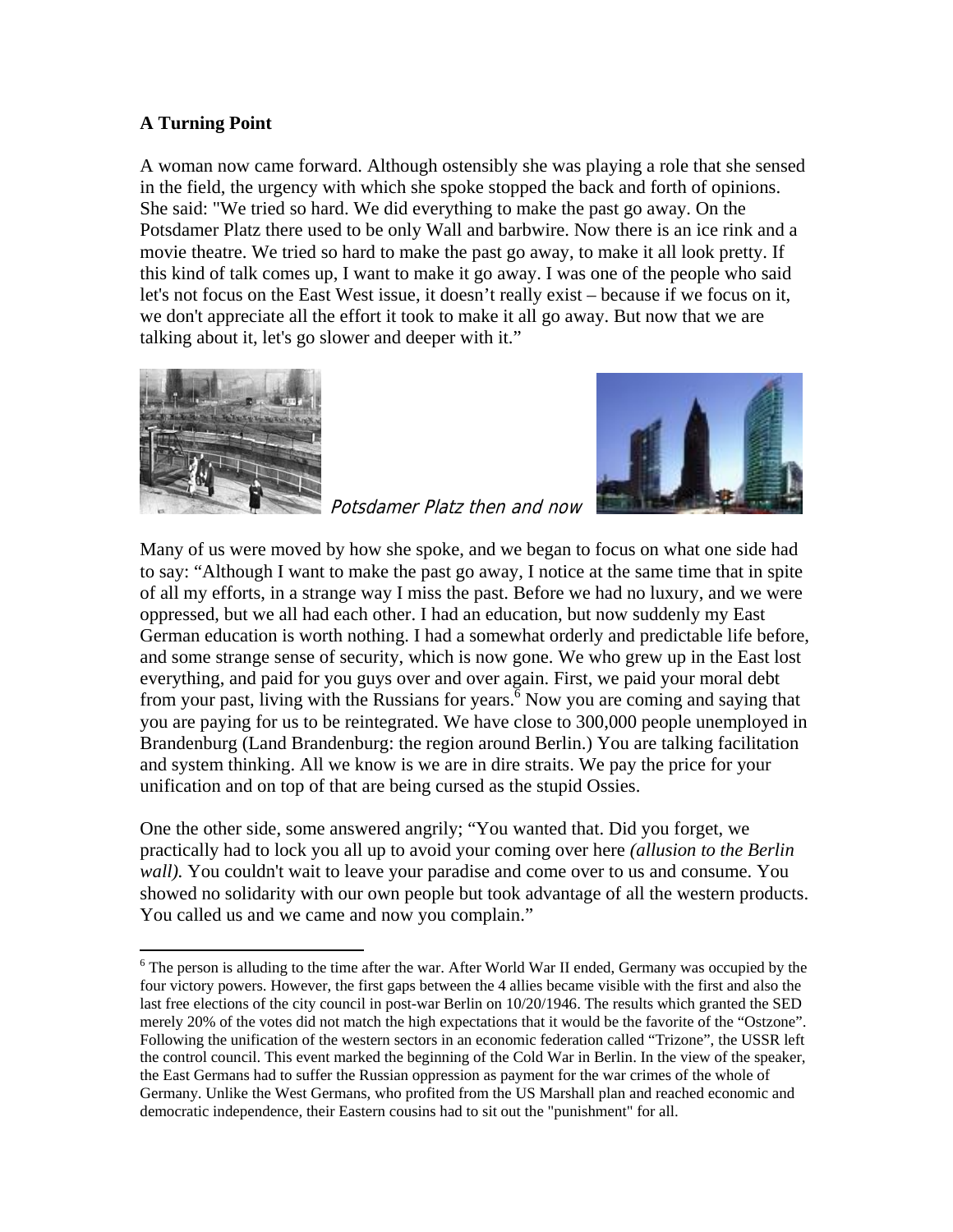**A Turning Point**

A woman now came forward. Although ostensibly she was playing a role that she sensed in the field, the urgency with which she spoke stopped the back and forth of opinions. She said: "We tried so hard. We did everything to make the past go away. On the Potsdamer Platz there used to be only Wall and barbwire. Now there is an ice rink and a movie theatre. We tried so hard to make the past go away, to make it all look pretty. If this kind of talk comes up, I want to make it go away. I was one of the people who said let's not focus on the East West issue, it doesn't really exist – because if we focus on it, we don't appreciate all the effort it took to make it all go away. But now that we are talking about it, let's go slower and deeper with it."

*Potsdamer Platz then and now*

Many of us were moved by how she spoke, and we began to focus on what one side had to say: "Although I want to make the past go away, I notice at the same time that in spite of all my efforts, in a strange way I miss the past. Before we had no luxury, and we were oppressed, but we all had each other. I had an education, but now suddenly my East German education is worth nothing. I had a somewhat orderly and predictable life before, and some strange sense of security, which is now gone. We who grew up in the East lost everything, and paid for you guys over and over again. First, we paid your moral debt from your past, living with the Russians for years.[6] Now you are coming and saying that you are paying for us to be reintegrated. We have close to 300,000 people unemployed in Brandenburg (Land Brandenburg: the region around Berlin.) You are talking facilitation and system thinking. All we know is we are in dire straits. We pay the price for your unification and on top of that are being cursed as the stupid Ossies.

One the other side, some answered angrily; "You wanted that. Did you forget, we practically had to lock you all up to avoid your coming over here *(allusion to the Berlin wall).* You couldn't wait to leave your paradise and come over to us and consume. You showed no solidarity with our own people but took advantage of all the western products. You called us and we came and now you complain."

---

[6] The person is alluding to the time after the war. After World War II ended, Germany was occupied by the four victory powers. However, the first gaps between the 4 allies became visible with the first and also the last free elections of the city council in post-war Berlin on 10/20/1946. The results which granted the SED merely 20% of the votes did not match the high expectations that it would be the favorite of the "Ostzone". Following the unification of the western sectors in an economic federation called "Trizone", the USSR left the control council. This event marked the beginning of the Cold War in Berlin. In the view of the speaker, the East Germans had to suffer the Russian oppression as payment for the war crimes of the whole of Germany. Unlike the West Germans, who profited from the US Marshall plan and reached economic and democratic independence, their Eastern cousins had to sit out the "punishment" for all.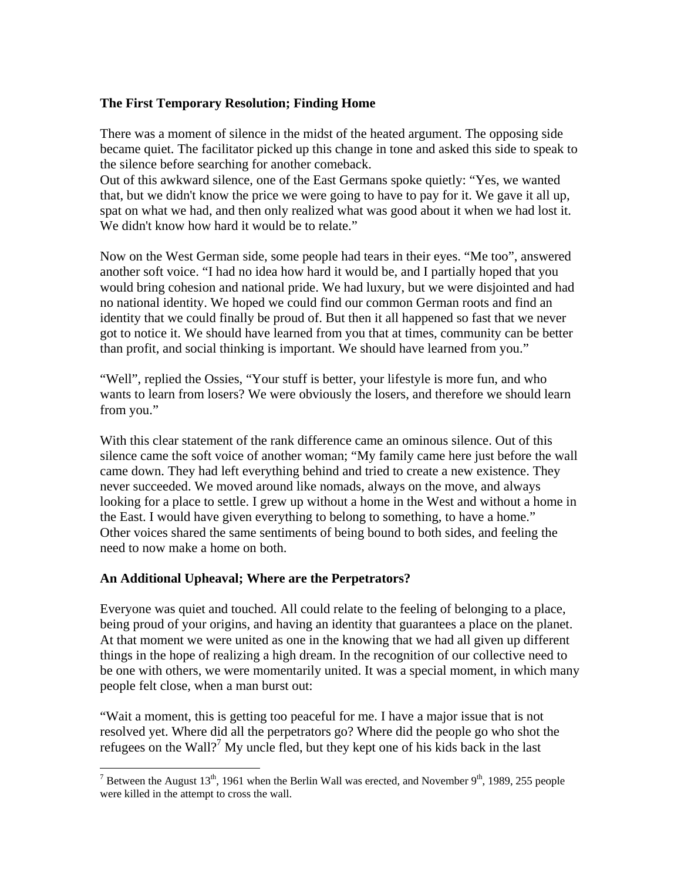**The First Temporary Resolution; Finding Home**

There was a moment of silence in the midst of the heated argument. The opposing side became quiet. The facilitator picked up this change in tone and asked this side to speak to the silence before searching for another comeback.
Out of this awkward silence, one of the East Germans spoke quietly: "Yes, we wanted that, but we didn't know the price we were going to have to pay for it. We gave it all up, spat on what we had, and then only realized what was good about it when we had lost it. We didn't know how hard it would be to relate."

Now on the West German side, some people had tears in their eyes. "Me too", answered another soft voice. "I had no idea how hard it would be, and I partially hoped that you would bring cohesion and national pride. We had luxury, but we were disjointed and had no national identity. We hoped we could find our common German roots and find an identity that we could finally be proud of. But then it all happened so fast that we never got to notice it. We should have learned from you that at times, community can be better than profit, and social thinking is important. We should have learned from you."

"Well", replied the Ossies, "Your stuff is better, your lifestyle is more fun, and who wants to learn from losers? We were obviously the losers, and therefore we should learn from you."

With this clear statement of the rank difference came an ominous silence. Out of this silence came the soft voice of another woman; "My family came here just before the wall came down. They had left everything behind and tried to create a new existence. They never succeeded. We moved around like nomads, always on the move, and always looking for a place to settle. I grew up without a home in the West and without a home in the East. I would have given everything to belong to something, to have a home."
Other voices shared the same sentiments of being bound to both sides, and feeling the need to now make a home on both.

**An Additional Upheaval; Where are the Perpetrators?**

Everyone was quiet and touched. All could relate to the feeling of belonging to a place, being proud of your origins, and having an identity that guarantees a place on the planet. At that moment we were united as one in the knowing that we had all given up different things in the hope of realizing a high dream. In the recognition of our collective need to be one with others, we were momentarily united. It was a special moment, in which many people felt close, when a man burst out:

"Wait a moment, this is getting too peaceful for me. I have a major issue that is not resolved yet. Where did all the perpetrators go? Where did the people go who shot the refugees on the Wall?[7] My uncle fled, but they kept one of his kids back in the last

---

[7] Between the August 13th, 1961 when the Berlin Wall was erected, and November 9th, 1989, 255 people were killed in the attempt to cross the wall.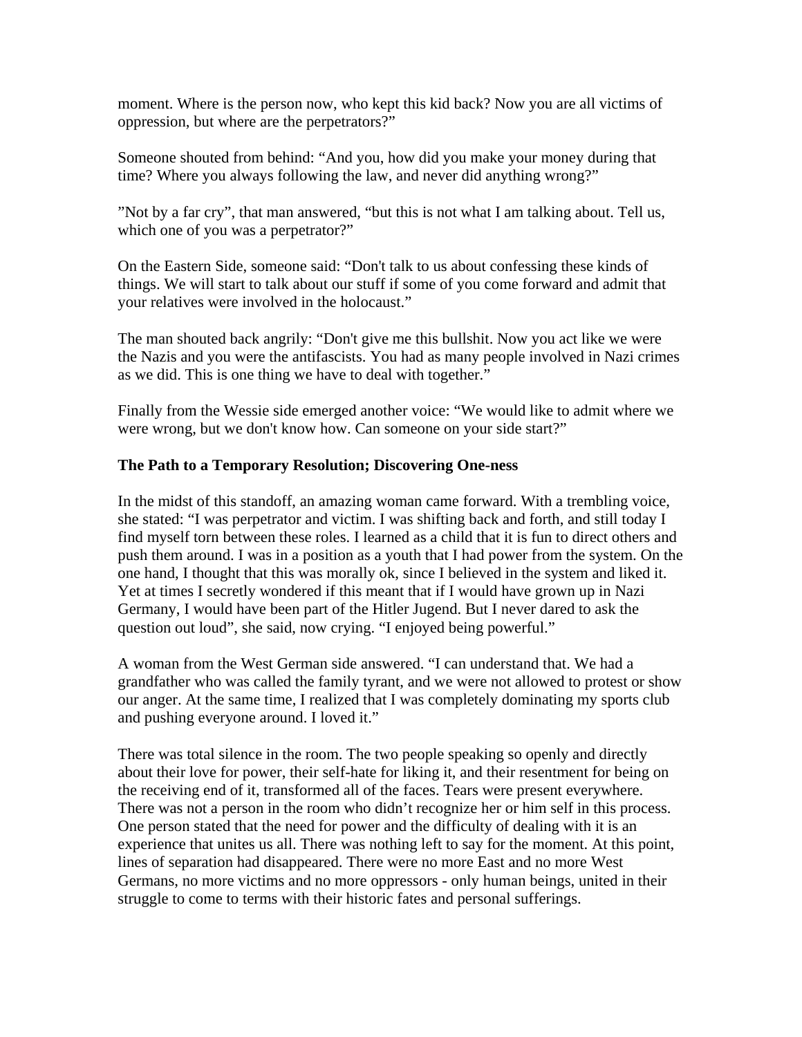moment. Where is the person now, who kept this kid back? Now you are all victims of oppression, but where are the perpetrators?"

Someone shouted from behind: "And you, how did you make your money during that time? Where you always following the law, and never did anything wrong?"

"Not by a far cry", that man answered, "but this is not what I am talking about. Tell us, which one of you was a perpetrator?"

On the Eastern Side, someone said: "Don't talk to us about confessing these kinds of things. We will start to talk about our stuff if some of you come forward and admit that your relatives were involved in the holocaust."

The man shouted back angrily: "Don't give me this bullshit. Now you act like we were the Nazis and you were the antifascists. You had as many people involved in Nazi crimes as we did. This is one thing we have to deal with together."

Finally from the Wessie side emerged another voice: "We would like to admit where we were wrong, but we don't know how. Can someone on your side start?"

**The Path to a Temporary Resolution; Discovering One-ness**

In the midst of this standoff, an amazing woman came forward. With a trembling voice, she stated: "I was perpetrator and victim. I was shifting back and forth, and still today I find myself torn between these roles. I learned as a child that it is fun to direct others and push them around. I was in a position as a youth that I had power from the system. On the one hand, I thought that this was morally ok, since I believed in the system and liked it. Yet at times I secretly wondered if this meant that if I would have grown up in Nazi Germany, I would have been part of the Hitler Jugend. But I never dared to ask the question out loud", she said, now crying. "I enjoyed being powerful."

A woman from the West German side answered. "I can understand that. We had a grandfather who was called the family tyrant, and we were not allowed to protest or show our anger. At the same time, I realized that I was completely dominating my sports club and pushing everyone around. I loved it."

There was total silence in the room. The two people speaking so openly and directly about their love for power, their self-hate for liking it, and their resentment for being on the receiving end of it, transformed all of the faces. Tears were present everywhere. There was not a person in the room who didn't recognize her or him self in this process. One person stated that the need for power and the difficulty of dealing with it is an experience that unites us all. There was nothing left to say for the moment. At this point, lines of separation had disappeared. There were no more East and no more West Germans, no more victims and no more oppressors - only human beings, united in their struggle to come to terms with their historic fates and personal sufferings.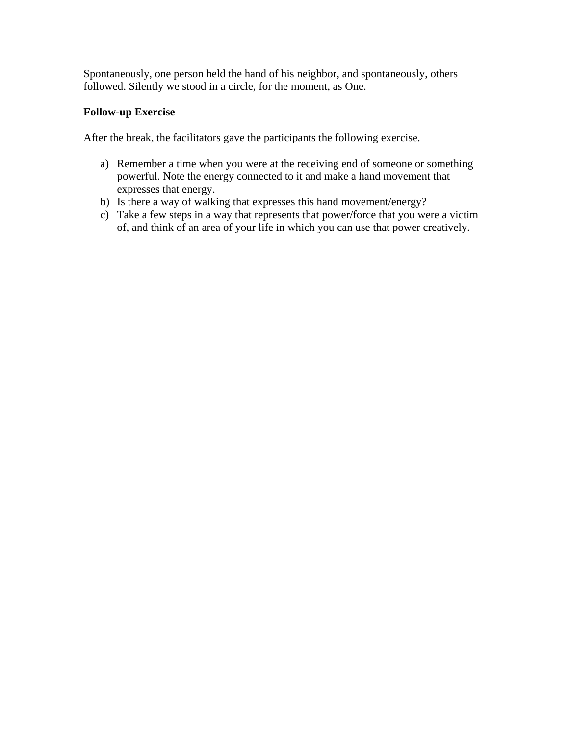Spontaneously, one person held the hand of his neighbor, and spontaneously, others followed. Silently we stood in a circle, for the moment, as One.

**Follow-up Exercise**

After the break, the facilitators gave the participants the following exercise.

a) Remember a time when you were at the receiving end of someone or something powerful. Note the energy connected to it and make a hand movement that expresses that energy.
b) Is there a way of walking that expresses this hand movement/energy?
c) Take a few steps in a way that represents that power/force that you were a victim of, and think of an area of your life in which you can use that power creatively.